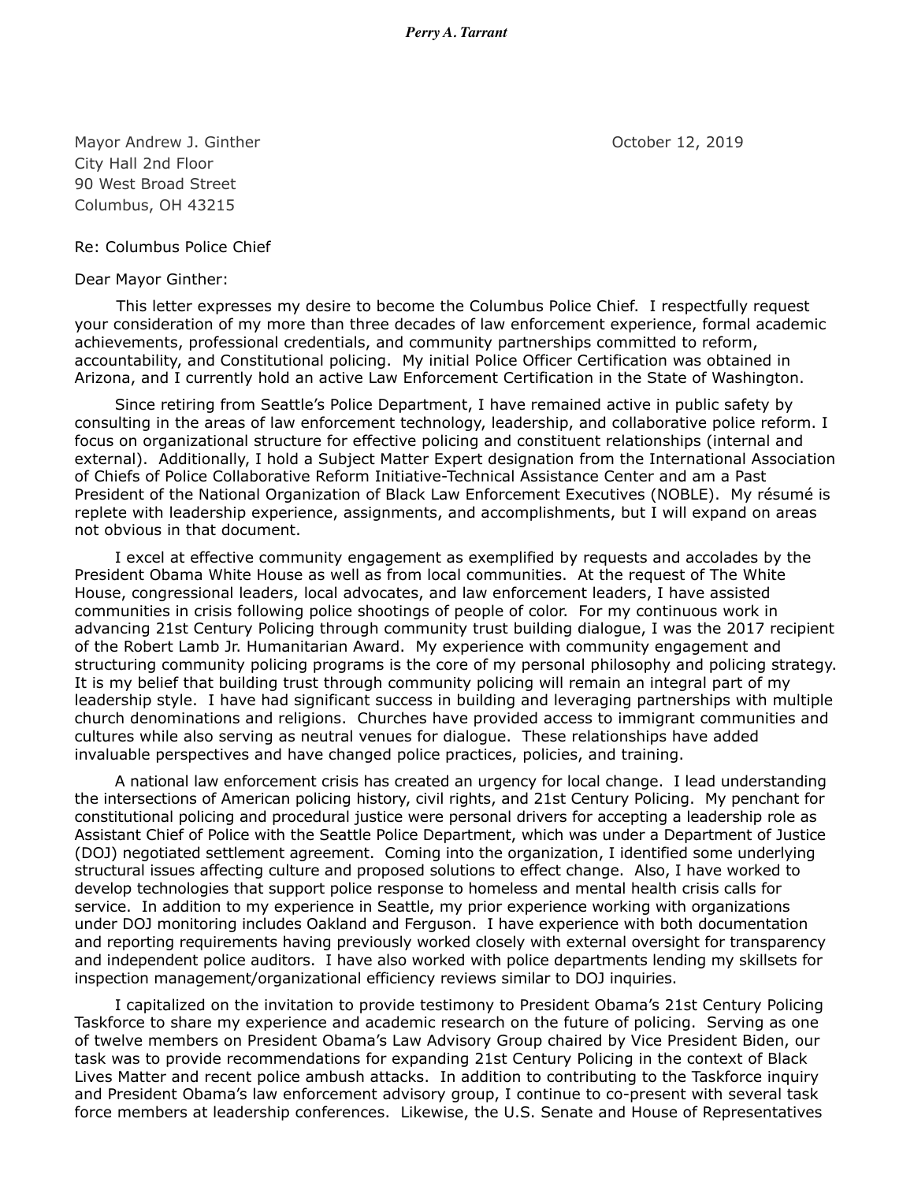***Perry A. Tarrant***

Mayor Andrew J. Ginther
City Hall 2nd Floor
90 West Broad Street
Columbus, OH 43215

October 12, 2019

Re: Columbus Police Chief

Dear Mayor Ginther:

This letter expresses my desire to become the Columbus Police Chief. I respectfully request your consideration of my more than three decades of law enforcement experience, formal academic achievements, professional credentials, and community partnerships committed to reform, accountability, and Constitutional policing. My initial Police Officer Certification was obtained in Arizona, and I currently hold an active Law Enforcement Certification in the State of Washington.

Since retiring from Seattle's Police Department, I have remained active in public safety by consulting in the areas of law enforcement technology, leadership, and collaborative police reform. I focus on organizational structure for effective policing and constituent relationships (internal and external). Additionally, I hold a Subject Matter Expert designation from the International Association of Chiefs of Police Collaborative Reform Initiative-Technical Assistance Center and am a Past President of the National Organization of Black Law Enforcement Executives (NOBLE). My résumé is replete with leadership experience, assignments, and accomplishments, but I will expand on areas not obvious in that document.

I excel at effective community engagement as exemplified by requests and accolades by the President Obama White House as well as from local communities. At the request of The White House, congressional leaders, local advocates, and law enforcement leaders, I have assisted communities in crisis following police shootings of people of color. For my continuous work in advancing 21st Century Policing through community trust building dialogue, I was the 2017 recipient of the Robert Lamb Jr. Humanitarian Award. My experience with community engagement and structuring community policing programs is the core of my personal philosophy and policing strategy. It is my belief that building trust through community policing will remain an integral part of my leadership style. I have had significant success in building and leveraging partnerships with multiple church denominations and religions. Churches have provided access to immigrant communities and cultures while also serving as neutral venues for dialogue. These relationships have added invaluable perspectives and have changed police practices, policies, and training.

A national law enforcement crisis has created an urgency for local change. I lead understanding the intersections of American policing history, civil rights, and 21st Century Policing. My penchant for constitutional policing and procedural justice were personal drivers for accepting a leadership role as Assistant Chief of Police with the Seattle Police Department, which was under a Department of Justice (DOJ) negotiated settlement agreement. Coming into the organization, I identified some underlying structural issues affecting culture and proposed solutions to effect change. Also, I have worked to develop technologies that support police response to homeless and mental health crisis calls for service. In addition to my experience in Seattle, my prior experience working with organizations under DOJ monitoring includes Oakland and Ferguson. I have experience with both documentation and reporting requirements having previously worked closely with external oversight for transparency and independent police auditors. I have also worked with police departments lending my skillsets for inspection management/organizational efficiency reviews similar to DOJ inquiries.

I capitalized on the invitation to provide testimony to President Obama's 21st Century Policing Taskforce to share my experience and academic research on the future of policing. Serving as one of twelve members on President Obama's Law Advisory Group chaired by Vice President Biden, our task was to provide recommendations for expanding 21st Century Policing in the context of Black Lives Matter and recent police ambush attacks. In addition to contributing to the Taskforce inquiry and President Obama's law enforcement advisory group, I continue to co-present with several task force members at leadership conferences. Likewise, the U.S. Senate and House of Representatives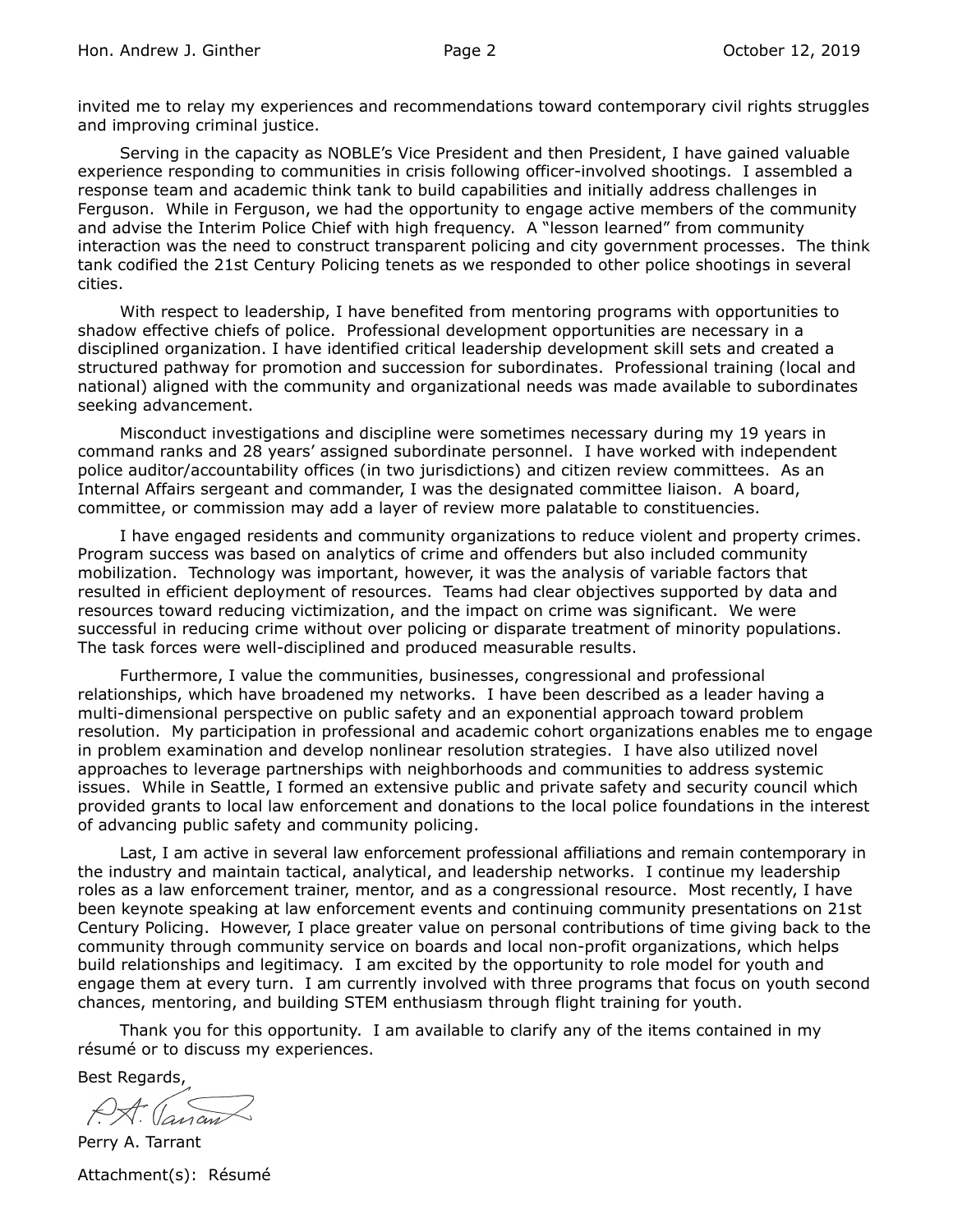invited me to relay my experiences and recommendations toward contemporary civil rights struggles and improving criminal justice.

Serving in the capacity as NOBLE's Vice President and then President, I have gained valuable experience responding to communities in crisis following officer-involved shootings. I assembled a response team and academic think tank to build capabilities and initially address challenges in Ferguson. While in Ferguson, we had the opportunity to engage active members of the community and advise the Interim Police Chief with high frequency. A "lesson learned" from community interaction was the need to construct transparent policing and city government processes. The think tank codified the 21st Century Policing tenets as we responded to other police shootings in several cities.

With respect to leadership, I have benefited from mentoring programs with opportunities to shadow effective chiefs of police. Professional development opportunities are necessary in a disciplined organization. I have identified critical leadership development skill sets and created a structured pathway for promotion and succession for subordinates. Professional training (local and national) aligned with the community and organizational needs was made available to subordinates seeking advancement.

Misconduct investigations and discipline were sometimes necessary during my 19 years in command ranks and 28 years' assigned subordinate personnel. I have worked with independent police auditor/accountability offices (in two jurisdictions) and citizen review committees. As an Internal Affairs sergeant and commander, I was the designated committee liaison. A board, committee, or commission may add a layer of review more palatable to constituencies.

I have engaged residents and community organizations to reduce violent and property crimes. Program success was based on analytics of crime and offenders but also included community mobilization. Technology was important, however, it was the analysis of variable factors that resulted in efficient deployment of resources. Teams had clear objectives supported by data and resources toward reducing victimization, and the impact on crime was significant. We were successful in reducing crime without over policing or disparate treatment of minority populations. The task forces were well-disciplined and produced measurable results.

Furthermore, I value the communities, businesses, congressional and professional relationships, which have broadened my networks. I have been described as a leader having a multi-dimensional perspective on public safety and an exponential approach toward problem resolution. My participation in professional and academic cohort organizations enables me to engage in problem examination and develop nonlinear resolution strategies. I have also utilized novel approaches to leverage partnerships with neighborhoods and communities to address systemic issues. While in Seattle, I formed an extensive public and private safety and security council which provided grants to local law enforcement and donations to the local police foundations in the interest of advancing public safety and community policing.

Last, I am active in several law enforcement professional affiliations and remain contemporary in the industry and maintain tactical, analytical, and leadership networks. I continue my leadership roles as a law enforcement trainer, mentor, and as a congressional resource. Most recently, I have been keynote speaking at law enforcement events and continuing community presentations on 21st Century Policing. However, I place greater value on personal contributions of time giving back to the community through community service on boards and local non-profit organizations, which helps build relationships and legitimacy. I am excited by the opportunity to role model for youth and engage them at every turn. I am currently involved with three programs that focus on youth second chances, mentoring, and building STEM enthusiasm through flight training for youth.

Thank you for this opportunity. I am available to clarify any of the items contained in my résumé or to discuss my experiences.

Best Regards,

P.A. Tarrant

Perry A. Tarrant

Attachment(s): Résumé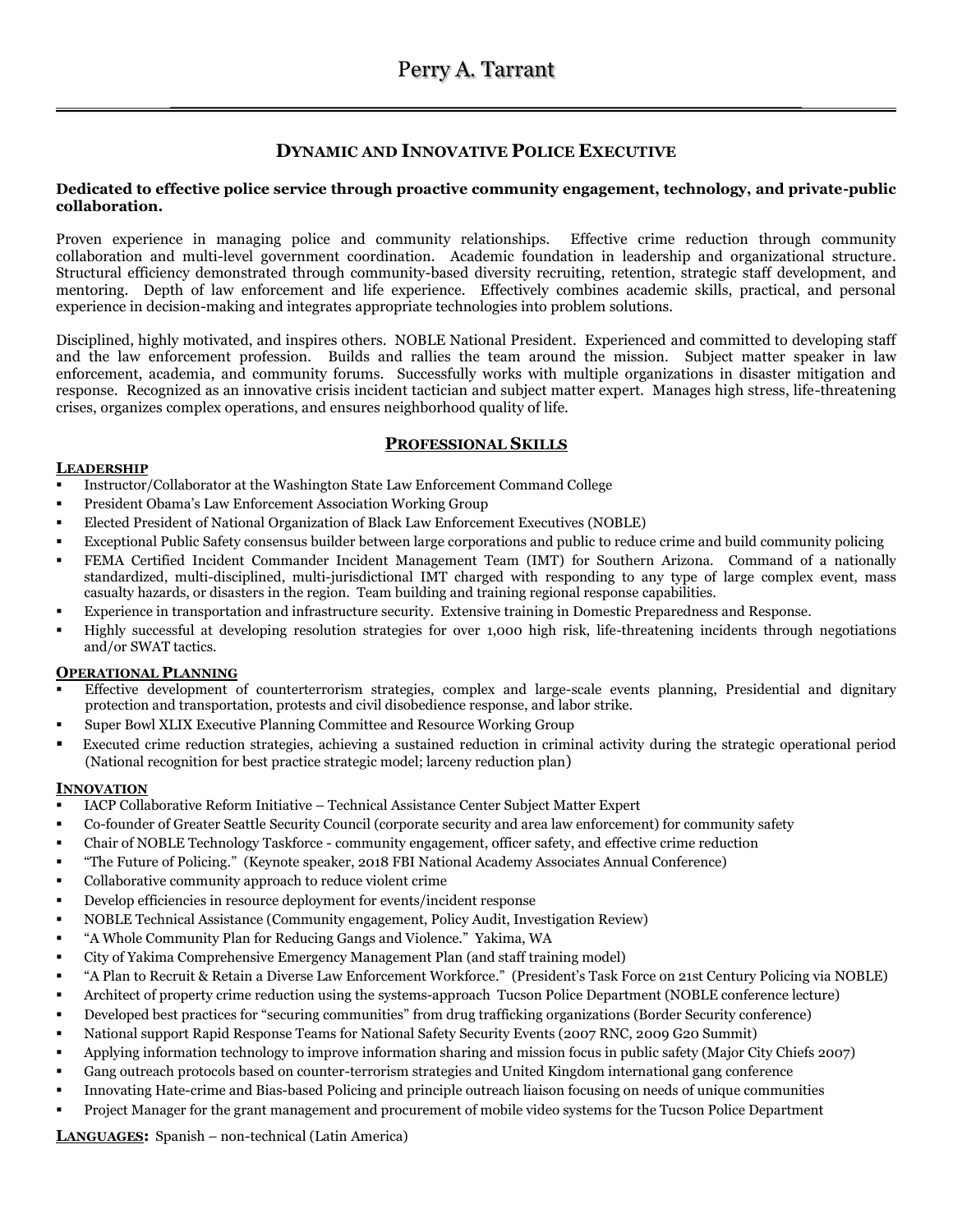# Perry A. Tarrant

## Dynamic and Innovative Police Executive

**Dedicated to effective police service through proactive community engagement, technology, and private-public collaboration.**

Proven experience in managing police and community relationships. Effective crime reduction through community collaboration and multi-level government coordination. Academic foundation in leadership and organizational structure. Structural efficiency demonstrated through community-based diversity recruiting, retention, strategic staff development, and mentoring. Depth of law enforcement and life experience. Effectively combines academic skills, practical, and personal experience in decision-making and integrates appropriate technologies into problem solutions.

Disciplined, highly motivated, and inspires others. NOBLE National President. Experienced and committed to developing staff and the law enforcement profession. Builds and rallies the team around the mission. Subject matter speaker in law enforcement, academia, and community forums. Successfully works with multiple organizations in disaster mitigation and response. Recognized as an innovative crisis incident tactician and subject matter expert. Manages high stress, life-threatening crises, organizes complex operations, and ensures neighborhood quality of life.

## Professional Skills

### Leadership

- Instructor/Collaborator at the Washington State Law Enforcement Command College
- President Obama's Law Enforcement Association Working Group
- Elected President of National Organization of Black Law Enforcement Executives (NOBLE)
- Exceptional Public Safety consensus builder between large corporations and public to reduce crime and build community policing
- FEMA Certified Incident Commander Incident Management Team (IMT) for Southern Arizona. Command of a nationally standardized, multi-disciplined, multi-jurisdictional IMT charged with responding to any type of large complex event, mass casualty hazards, or disasters in the region. Team building and training regional response capabilities.
- Experience in transportation and infrastructure security. Extensive training in Domestic Preparedness and Response.
- Highly successful at developing resolution strategies for over 1,000 high risk, life-threatening incidents through negotiations and/or SWAT tactics.

### Operational Planning

- Effective development of counterterrorism strategies, complex and large-scale events planning, Presidential and dignitary protection and transportation, protests and civil disobedience response, and labor strike.
- Super Bowl XLIX Executive Planning Committee and Resource Working Group
- Executed crime reduction strategies, achieving a sustained reduction in criminal activity during the strategic operational period (National recognition for best practice strategic model; larceny reduction plan)

### Innovation

- IACP Collaborative Reform Initiative – Technical Assistance Center Subject Matter Expert
- Co-founder of Greater Seattle Security Council (corporate security and area law enforcement) for community safety
- Chair of NOBLE Technology Taskforce - community engagement, officer safety, and effective crime reduction
- "The Future of Policing." (Keynote speaker, 2018 FBI National Academy Associates Annual Conference)
- Collaborative community approach to reduce violent crime
- Develop efficiencies in resource deployment for events/incident response
- NOBLE Technical Assistance (Community engagement, Policy Audit, Investigation Review)
- "A Whole Community Plan for Reducing Gangs and Violence." Yakima, WA
- City of Yakima Comprehensive Emergency Management Plan (and staff training model)
- "A Plan to Recruit & Retain a Diverse Law Enforcement Workforce." (President's Task Force on 21st Century Policing via NOBLE)
- Architect of property crime reduction using the systems-approach Tucson Police Department (NOBLE conference lecture)
- Developed best practices for "securing communities" from drug trafficking organizations (Border Security conference)
- National support Rapid Response Teams for National Safety Security Events (2007 RNC, 2009 G20 Summit)
- Applying information technology to improve information sharing and mission focus in public safety (Major City Chiefs 2007)
- Gang outreach protocols based on counter-terrorism strategies and United Kingdom international gang conference
- Innovating Hate-crime and Bias-based Policing and principle outreach liaison focusing on needs of unique communities
- Project Manager for the grant management and procurement of mobile video systems for the Tucson Police Department

**Languages:** Spanish – non-technical (Latin America)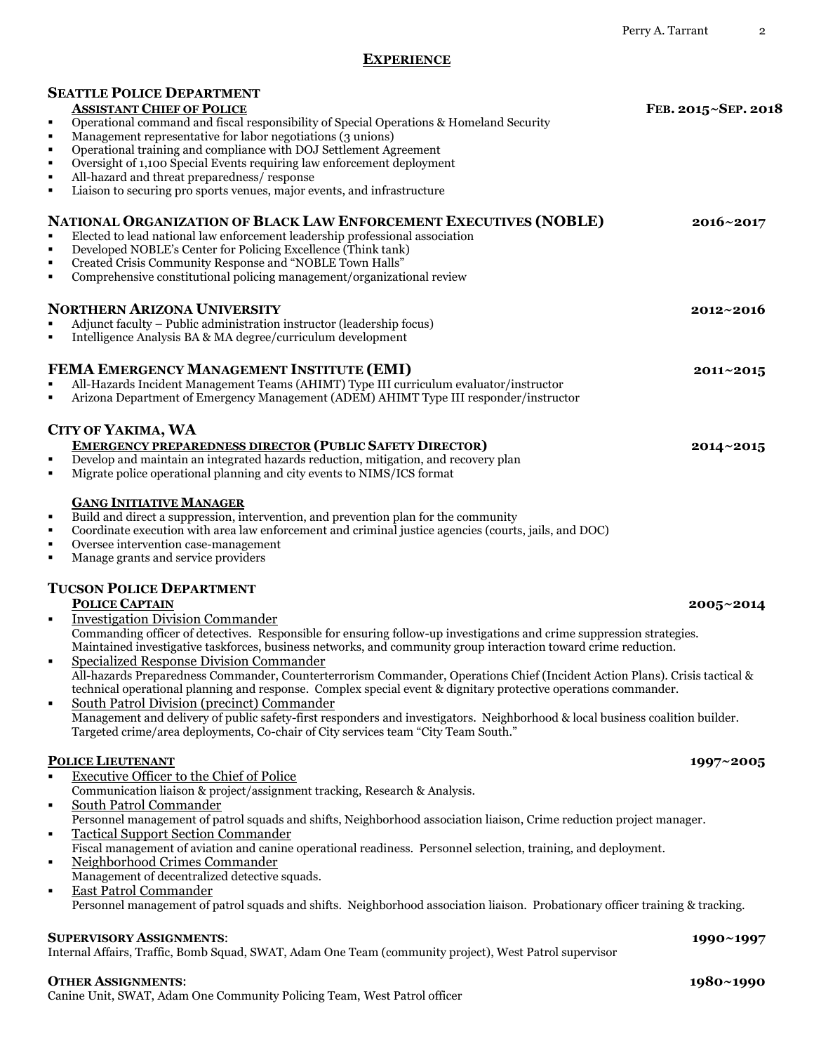## EXPERIENCE

### SEATTLE POLICE DEPARTMENT

**ASSISTANT CHIEF OF POLICE** — **FEB. 2015~SEP. 2018**

- Operational command and fiscal responsibility of Special Operations & Homeland Security
- Management representative for labor negotiations (3 unions)
- Operational training and compliance with DOJ Settlement Agreement
- Oversight of 1,100 Special Events requiring law enforcement deployment
- All-hazard and threat preparedness/ response
- Liaison to securing pro sports venues, major events, and infrastructure

### NATIONAL ORGANIZATION OF BLACK LAW ENFORCEMENT EXECUTIVES (NOBLE) — 2016~2017

- Elected to lead national law enforcement leadership professional association
- Developed NOBLE's Center for Policing Excellence (Think tank)
- Created Crisis Community Response and "NOBLE Town Halls"
- Comprehensive constitutional policing management/organizational review

### NORTHERN ARIZONA UNIVERSITY — 2012~2016

- Adjunct faculty – Public administration instructor (leadership focus)
- Intelligence Analysis BA & MA degree/curriculum development

### FEMA EMERGENCY MANAGEMENT INSTITUTE (EMI) — 2011~2015

- All-Hazards Incident Management Teams (AHIMT) Type III curriculum evaluator/instructor
- Arizona Department of Emergency Management (ADEM) AHIMT Type III responder/instructor

### CITY OF YAKIMA, WA

**EMERGENCY PREPAREDNESS DIRECTOR (PUBLIC SAFETY DIRECTOR)** — **2014~2015**

- Develop and maintain an integrated hazards reduction, mitigation, and recovery plan
- Migrate police operational planning and city events to NIMS/ICS format

**GANG INITIATIVE MANAGER**

- Build and direct a suppression, intervention, and prevention plan for the community
- Coordinate execution with area law enforcement and criminal justice agencies (courts, jails, and DOC)
- Oversee intervention case-management
- Manage grants and service providers

### TUCSON POLICE DEPARTMENT

**POLICE CAPTAIN** — **2005~2014**

- Investigation Division Commander
  Commanding officer of detectives. Responsible for ensuring follow-up investigations and crime suppression strategies. Maintained investigative taskforces, business networks, and community group interaction toward crime reduction.
- Specialized Response Division Commander
  All-hazards Preparedness Commander, Counterterrorism Commander, Operations Chief (Incident Action Plans). Crisis tactical & technical operational planning and response. Complex special event & dignitary protective operations commander.
- South Patrol Division (precinct) Commander
  Management and delivery of public safety-first responders and investigators. Neighborhood & local business coalition builder. Targeted crime/area deployments, Co-chair of City services team "City Team South."

**POLICE LIEUTENANT** — **1997~2005**

- Executive Officer to the Chief of Police
  Communication liaison & project/assignment tracking, Research & Analysis.
- South Patrol Commander
  Personnel management of patrol squads and shifts, Neighborhood association liaison, Crime reduction project manager.
- Tactical Support Section Commander
  Fiscal management of aviation and canine operational readiness. Personnel selection, training, and deployment.
- Neighborhood Crimes Commander
  Management of decentralized detective squads.
- East Patrol Commander
  Personnel management of patrol squads and shifts. Neighborhood association liaison. Probationary officer training & tracking.

**SUPERVISORY ASSIGNMENTS**: — **1990~1997**

Internal Affairs, Traffic, Bomb Squad, SWAT, Adam One Team (community project), West Patrol supervisor

**OTHER ASSIGNMENTS**: — **1980~1990**

Canine Unit, SWAT, Adam One Community Policing Team, West Patrol officer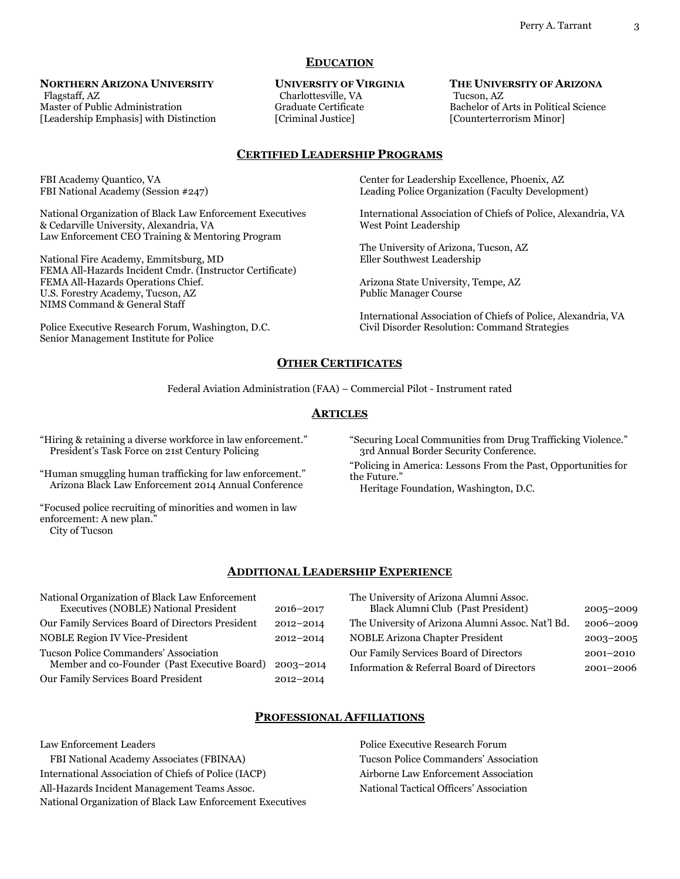## EDUCATION

**NORTHERN ARIZONA UNIVERSITY**
Flagstaff, AZ
Master of Public Administration
[Leadership Emphasis] with Distinction

**UNIVERSITY OF VIRGINIA**
Charlottesville, VA
Graduate Certificate
[Criminal Justice]

**THE UNIVERSITY OF ARIZONA**
Tucson, AZ
Bachelor of Arts in Political Science
[Counterterrorism Minor]

## CERTIFIED LEADERSHIP PROGRAMS

FBI Academy Quantico, VA
FBI National Academy (Session #247)

National Organization of Black Law Enforcement Executives & Cedarville University, Alexandria, VA
Law Enforcement CEO Training & Mentoring Program

National Fire Academy, Emmitsburg, MD
FEMA All-Hazards Incident Cmdr. (Instructor Certificate)
FEMA All-Hazards Operations Chief.
U.S. Forestry Academy, Tucson, AZ
NIMS Command & General Staff

Police Executive Research Forum, Washington, D.C.
Senior Management Institute for Police

Center for Leadership Excellence, Phoenix, AZ
Leading Police Organization (Faculty Development)

International Association of Chiefs of Police, Alexandria, VA
West Point Leadership

The University of Arizona, Tucson, AZ
Eller Southwest Leadership

Arizona State University, Tempe, AZ
Public Manager Course

International Association of Chiefs of Police, Alexandria, VA
Civil Disorder Resolution: Command Strategies

## OTHER CERTIFICATES

Federal Aviation Administration (FAA) – Commercial Pilot - Instrument rated

## ARTICLES

"Hiring & retaining a diverse workforce in law enforcement."
President's Task Force on 21st Century Policing

"Human smuggling human trafficking for law enforcement."
Arizona Black Law Enforcement 2014 Annual Conference

"Focused police recruiting of minorities and women in law enforcement: A new plan."
City of Tucson

"Securing Local Communities from Drug Trafficking Violence."
3rd Annual Border Security Conference.

"Policing in America: Lessons From the Past, Opportunities for the Future."
Heritage Foundation, Washington, D.C.

## ADDITIONAL LEADERSHIP EXPERIENCE

| | |
|---|---|
| National Organization of Black Law Enforcement Executives (NOBLE) National President | 2016–2017 |
| Our Family Services Board of Directors President | 2012–2014 |
| NOBLE Region IV Vice-President | 2012–2014 |
| Tucson Police Commanders' Association Member and co-Founder (Past Executive Board) | 2003–2014 |
| Our Family Services Board President | 2012–2014 |
| The University of Arizona Alumni Assoc. Black Alumni Club (Past President) | 2005–2009 |
| The University of Arizona Alumni Assoc. Nat'l Bd. | 2006–2009 |
| NOBLE Arizona Chapter President | 2003–2005 |
| Our Family Services Board of Directors | 2001–2010 |
| Information & Referral Board of Directors | 2001–2006 |

## PROFESSIONAL AFFILIATIONS

Law Enforcement Leaders
FBI National Academy Associates (FBINAA)
International Association of Chiefs of Police (IACP)
All-Hazards Incident Management Teams Assoc.
National Organization of Black Law Enforcement Executives
Police Executive Research Forum
Tucson Police Commanders' Association
Airborne Law Enforcement Association
National Tactical Officers' Association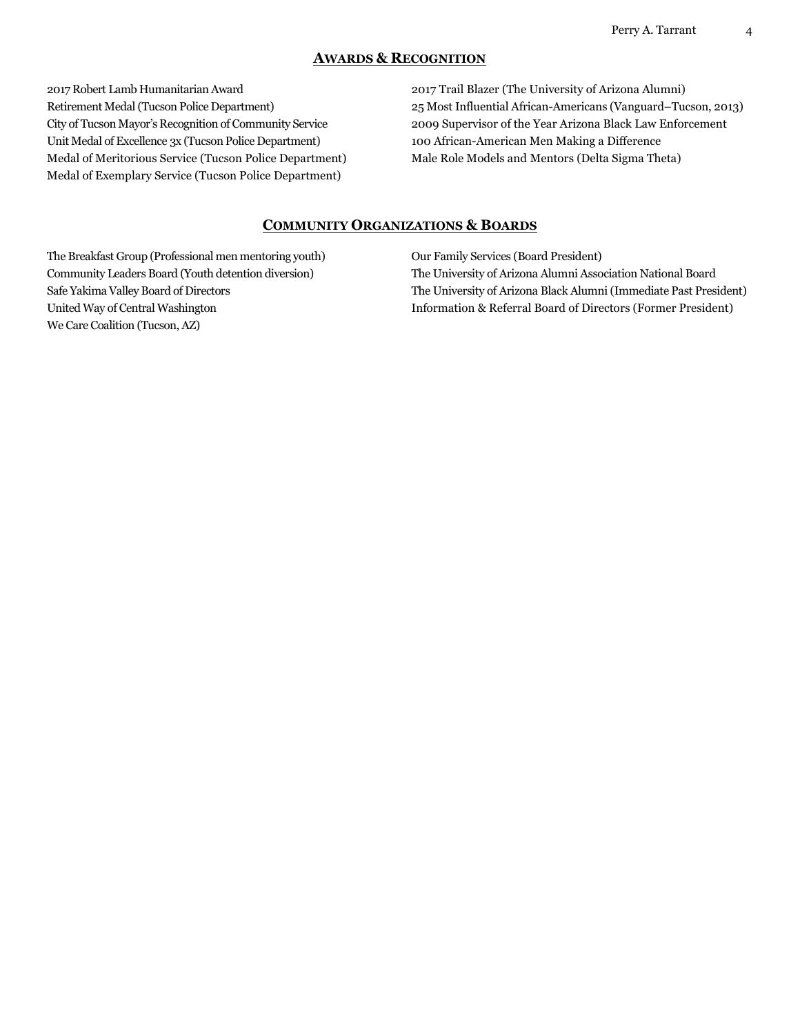## AWARDS & RECOGNITION

2017 Robert Lamb Humanitarian Award
Retirement Medal (Tucson Police Department)
City of Tucson Mayor's Recognition of Community Service
Unit Medal of Excellence 3x (Tucson Police Department)
Medal of Meritorious Service (Tucson Police Department)
Medal of Exemplary Service (Tucson Police Department)
2017 Trail Blazer (The University of Arizona Alumni)
25 Most Influential African-Americans (Vanguard–Tucson, 2013)
2009 Supervisor of the Year Arizona Black Law Enforcement
100 African-American Men Making a Difference
Male Role Models and Mentors (Delta Sigma Theta)

## COMMUNITY ORGANIZATIONS & BOARDS

The Breakfast Group (Professional men mentoring youth)
Community Leaders Board (Youth detention diversion)
Safe Yakima Valley Board of Directors
United Way of Central Washington
We Care Coalition (Tucson, AZ)
Our Family Services (Board President)
The University of Arizona Alumni Association National Board
The University of Arizona Black Alumni (Immediate Past President)
Information & Referral Board of Directors (Former President)